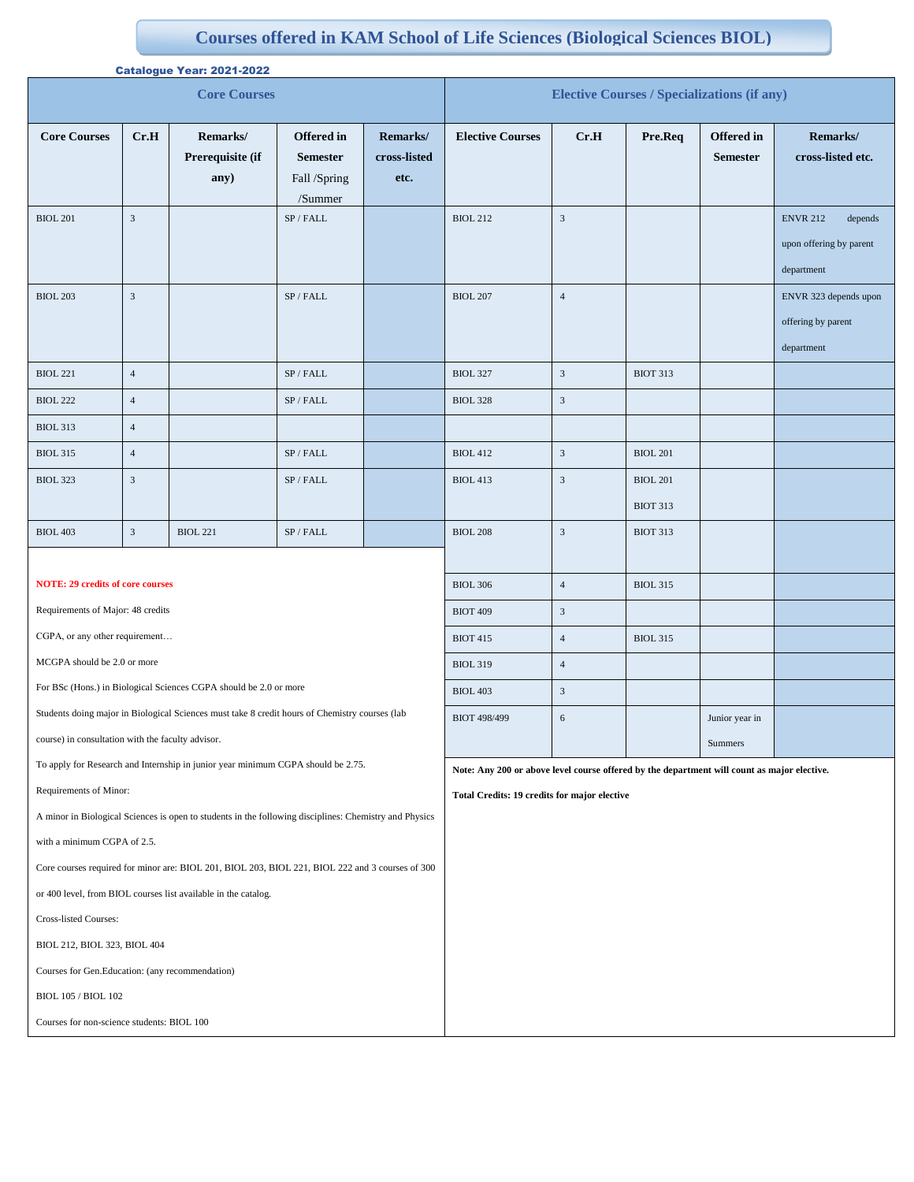# Courses offered in KAM School of Life Sciences (Biological Sciences BIOL)

**Catalogue Year: 2021-2022**

| Core Courses | | | | | Elective Courses / Specializations (if any) | | | | |
|---|---|---|---|---|---|---|---|---|---|
| **Core Courses** | **Cr.H** | **Remarks/ Prerequisite (if any)** | **Offered in Semester** Fall /Spring /Summer | **Remarks/ cross-listed etc.** | **Elective Courses** | **Cr.H** | **Pre.Req** | **Offered in Semester** | **Remarks/ cross-listed etc.** |
| BIOL 201 | 3 | | SP / FALL | | BIOL 212 | 3 | | | ENVR 212 depends upon offering by parent department |
| BIOL 203 | 3 | | SP / FALL | | BIOL 207 | 4 | | | ENVR 323 depends upon offering by parent department |
| BIOL 221 | 4 | | SP / FALL | | BIOL 327 | 3 | BIOT 313 | | |
| BIOL 222 | 4 | | SP / FALL | | BIOL 328 | 3 | | | |
| BIOL 313 | 4 | | | | | | | | |
| BIOL 315 | 4 | | SP / FALL | | BIOL 412 | 3 | BIOL 201 | | |
| BIOL 323 | 3 | | SP / FALL | | BIOL 413 | 3 | BIOL 201 BIOT 313 | | |
| BIOL 403 | 3 | BIOL 221 | SP / FALL | | BIOL 208 | 3 | BIOT 313 | | |
| | | | | | BIOL 306 | 4 | BIOL 315 | | |
| | | | | | BIOT 409 | 3 | | | |
| | | | | | BIOT 415 | 4 | BIOL 315 | | |
| | | | | | BIOL 319 | 4 | | | |
| | | | | | BIOL 403 | 3 | | | |
| | | | | | BIOT 498/499 | 6 | | Junior year in Summers | |

**NOTE: 29 credits of core courses**

Requirements of Major: 48 credits

CGPA, or any other requirement…

MCGPA should be 2.0 or more

For BSc (Hons.) in Biological Sciences CGPA should be 2.0 or more

Students doing major in Biological Sciences must take 8 credit hours of Chemistry courses (lab course) in consultation with the faculty advisor.

To apply for Research and Internship in junior year minimum CGPA should be 2.75.

Requirements of Minor:

A minor in Biological Sciences is open to students in the following disciplines: Chemistry and Physics with a minimum CGPA of 2.5.

Core courses required for minor are: BIOL 201, BIOL 203, BIOL 221, BIOL 222 and 3 courses of 300 or 400 level, from BIOL courses list available in the catalog.

Cross-listed Courses:

BIOL 212, BIOL 323, BIOL 404

Courses for Gen.Education: (any recommendation)

BIOL 105 / BIOL 102

Courses for non-science students: BIOL 100

**Note: Any 200 or above level course offered by the department will count as major elective.**

**Total Credits: 19 credits for major elective**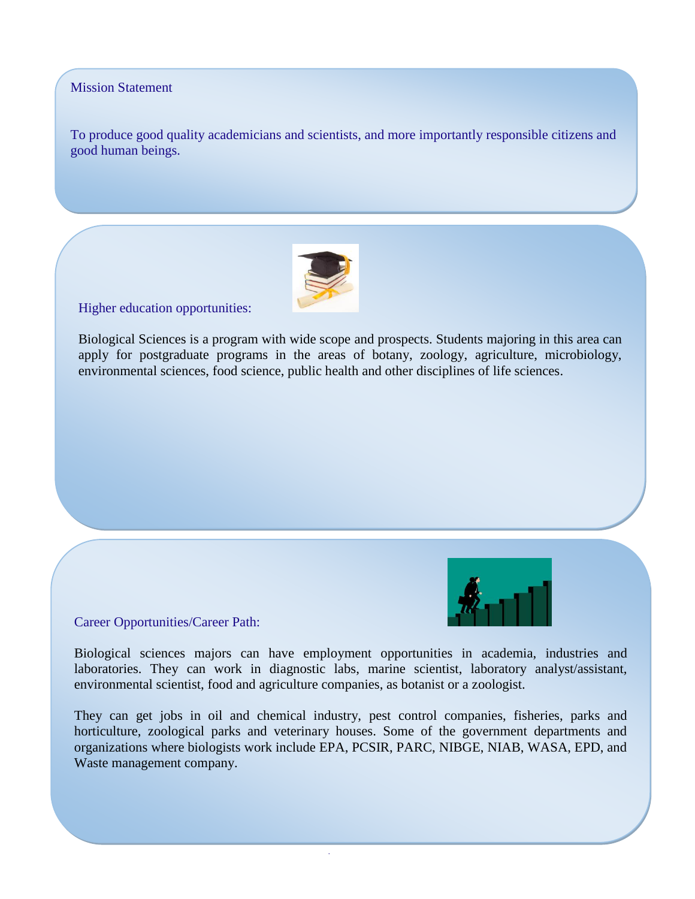## Mission Statement

To produce good quality academicians and scientists, and more importantly responsible citizens and good human beings.

## Higher education opportunities:

Biological Sciences is a program with wide scope and prospects. Students majoring in this area can apply for postgraduate programs in the areas of botany, zoology, agriculture, microbiology, environmental sciences, food science, public health and other disciplines of life sciences.

## Career Opportunities/Career Path:

Biological sciences majors can have employment opportunities in academia, industries and laboratories. They can work in diagnostic labs, marine scientist, laboratory analyst/assistant, environmental scientist, food and agriculture companies, as botanist or a zoologist.

They can get jobs in oil and chemical industry, pest control companies, fisheries, parks and horticulture, zoological parks and veterinary houses. Some of the government departments and organizations where biologists work include EPA, PCSIR, PARC, NIBGE, NIAB, WASA, EPD, and Waste management company.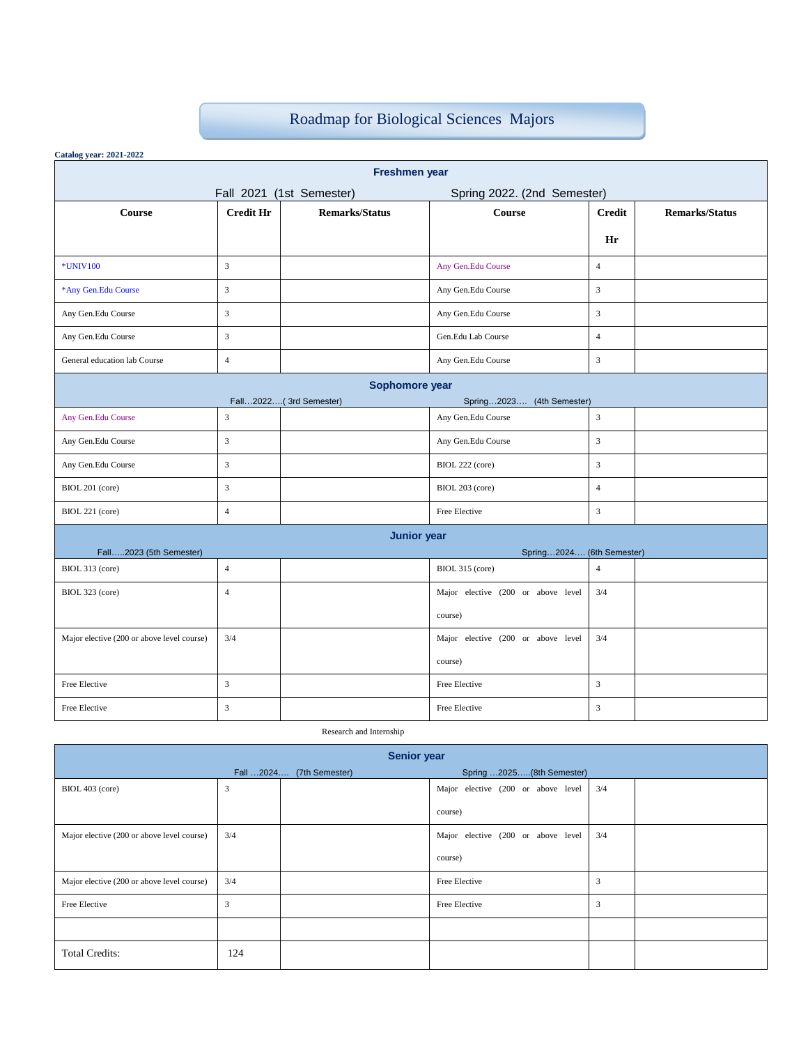# Roadmap for Biological Sciences Majors

**Catalog year: 2021-2022**

| | | | | | |
|---|---|---|---|---|---|
| **Freshmen year** | | | | | |
| Fall 2021 (1st Semester) | | | Spring 2022. (2nd Semester) | | |
| **Course** | **Credit Hr** | **Remarks/Status** | **Course** | **Credit Hr** | **Remarks/Status** |
| *UNIV100 | 3 | | Any Gen.Edu Course | 4 | |
| *Any Gen.Edu Course | 3 | | Any Gen.Edu Course | 3 | |
| Any Gen.Edu Course | 3 | | Any Gen.Edu Course | 3 | |
| Any Gen.Edu Course | 3 | | Gen.Edu Lab Course | 4 | |
| General education lab Course | 4 | | Any Gen.Edu Course | 3 | |
| **Sophomore year** | | | | | |
| Fall…2022….( 3rd Semester) | | | Spring…2023…. (4th Semester) | | |
| Any Gen.Edu Course | 3 | | Any Gen.Edu Course | 3 | |
| Any Gen.Edu Course | 3 | | Any Gen.Edu Course | 3 | |
| Any Gen.Edu Course | 3 | | BIOL 222 (core) | 3 | |
| BIOL 201 (core) | 3 | | BIOL 203 (core) | 4 | |
| BIOL 221 (core) | 4 | | Free Elective | 3 | |
| **Junior year** | | | | | |
| Fall…..2023 (5th Semester) | | | Spring…2024…. (6th Semester) | | |
| BIOL 313 (core) | 4 | | BIOL 315 (core) | 4 | |
| BIOL 323 (core) | 4 | | Major elective (200 or above level course) | 3/4 | |
| Major elective (200 or above level course) | 3/4 | | Major elective (200 or above level course) | 3/4 | |
| Free Elective | 3 | | Free Elective | 3 | |
| Free Elective | 3 | | Free Elective | 3 | |

Research and Internship

| | | | | | |
|---|---|---|---|---|---|
| **Senior year** | | | | | |
| Fall …2024…. (7th Semester) | | | Spring …2025…..(8th Semester) | | |
| BIOL 403 (core) | 3 | | Major elective (200 or above level course) | 3/4 | |
| Major elective (200 or above level course) | 3/4 | | Major elective (200 or above level course) | 3/4 | |
| Major elective (200 or above level course) | 3/4 | | Free Elective | 3 | |
| Free Elective | 3 | | Free Elective | 3 | |
| | | | | | |
| Total Credits: | 124 | | | | |